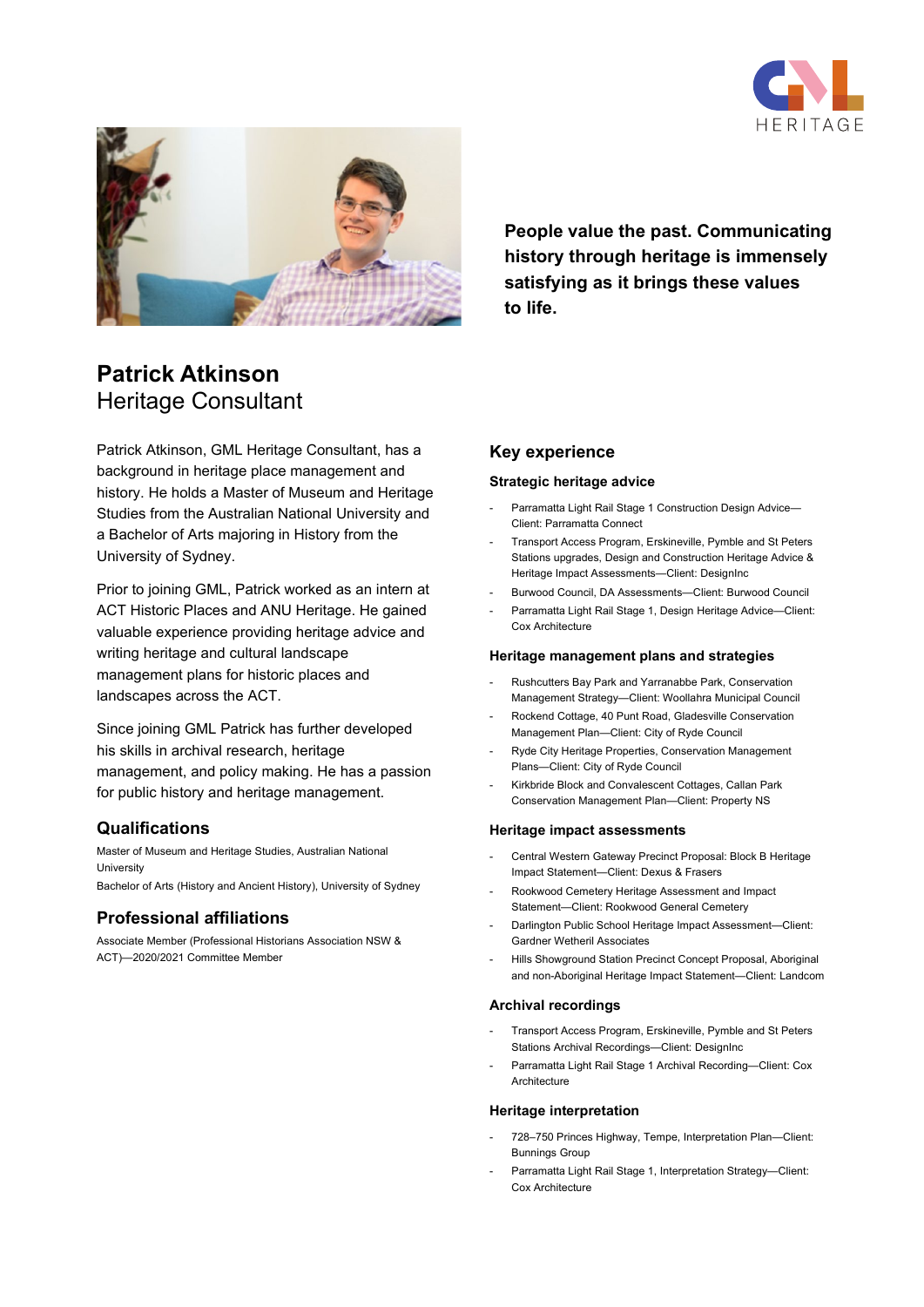People value the past. Communicating history through heritage is immensely satisfying as it brings these values to life.

# Patrick Atkinson
## Heritage Consultant

Patrick Atkinson, GML Heritage Consultant, has a background in heritage place management and history. He holds a Master of Museum and Heritage Studies from the Australian National University and a Bachelor of Arts majoring in History from the University of Sydney.

Prior to joining GML, Patrick worked as an intern at ACT Historic Places and ANU Heritage. He gained valuable experience providing heritage advice and writing heritage and cultural landscape management plans for historic places and landscapes across the ACT.

Since joining GML Patrick has further developed his skills in archival research, heritage management, and policy making. He has a passion for public history and heritage management.

## Qualifications

Master of Museum and Heritage Studies, Australian National University

Bachelor of Arts (History and Ancient History), University of Sydney

## Professional affiliations

Associate Member (Professional Historians Association NSW & ACT)—2020/2021 Committee Member

## Key experience

### Strategic heritage advice

- Parramatta Light Rail Stage 1 Construction Design Advice—Client: Parramatta Connect
- Transport Access Program, Erskineville, Pymble and St Peters Stations upgrades, Design and Construction Heritage Advice & Heritage Impact Assessments—Client: DesignInc
- Burwood Council, DA Assessments—Client: Burwood Council
- Parramatta Light Rail Stage 1, Design Heritage Advice—Client: Cox Architecture

### Heritage management plans and strategies

- Rushcutters Bay Park and Yarranabbe Park, Conservation Management Strategy—Client: Woollahra Municipal Council
- Rockend Cottage, 40 Punt Road, Gladesville Conservation Management Plan—Client: City of Ryde Council
- Ryde City Heritage Properties, Conservation Management Plans—Client: City of Ryde Council
- Kirkbride Block and Convalescent Cottages, Callan Park Conservation Management Plan—Client: Property NS

### Heritage impact assessments

- Central Western Gateway Precinct Proposal: Block B Heritage Impact Statement—Client: Dexus & Frasers
- Rookwood Cemetery Heritage Assessment and Impact Statement—Client: Rookwood General Cemetery
- Darlington Public School Heritage Impact Assessment—Client: Gardner Wetherill Associates
- Hills Showground Station Precinct Concept Proposal, Aboriginal and non-Aboriginal Heritage Impact Statement—Client: Landcom

### Archival recordings

- Transport Access Program, Erskineville, Pymble and St Peters Stations Archival Recordings—Client: DesignInc
- Parramatta Light Rail Stage 1 Archival Recording—Client: Cox Architecture

### Heritage interpretation

- 728–750 Princes Highway, Tempe, Interpretation Plan—Client: Bunnings Group
- Parramatta Light Rail Stage 1, Interpretation Strategy—Client: Cox Architecture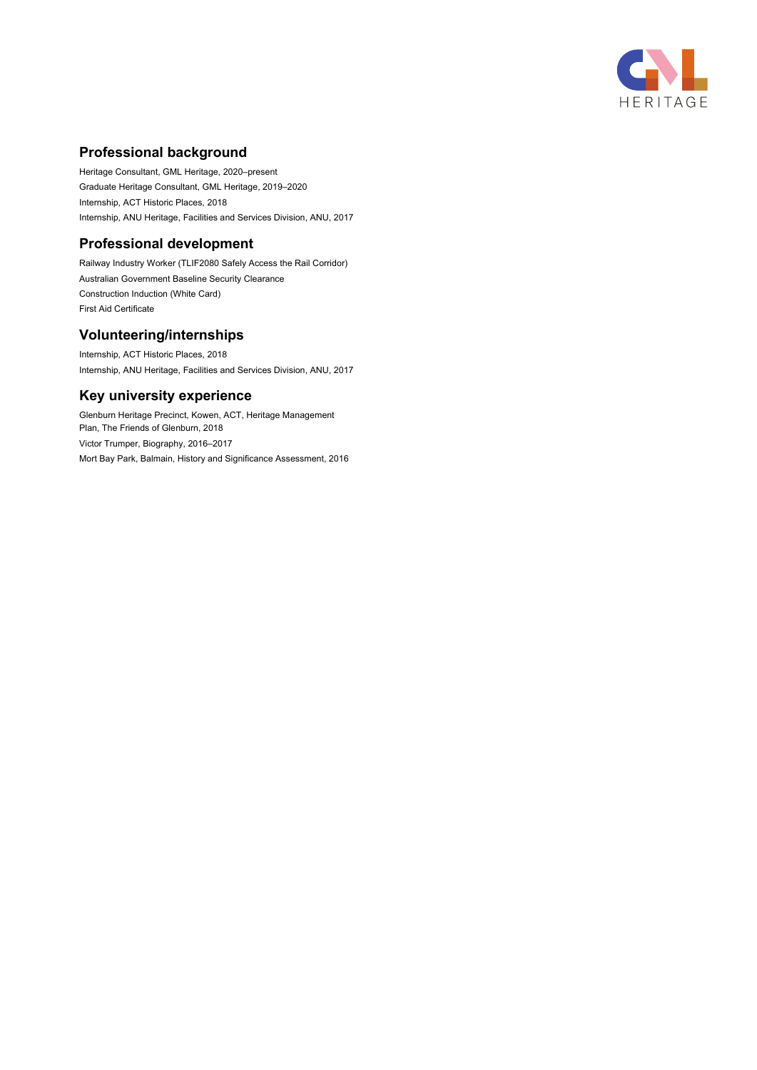## Professional background

Heritage Consultant, GML Heritage, 2020–present

Graduate Heritage Consultant, GML Heritage, 2019–2020

Internship, ACT Historic Places, 2018

Internship, ANU Heritage, Facilities and Services Division, ANU, 2017

## Professional development

Railway Industry Worker (TLIF2080 Safely Access the Rail Corridor)

Australian Government Baseline Security Clearance

Construction Induction (White Card)

First Aid Certificate

## Volunteering/internships

Internship, ACT Historic Places, 2018

Internship, ANU Heritage, Facilities and Services Division, ANU, 2017

## Key university experience

Glenburn Heritage Precinct, Kowen, ACT, Heritage Management Plan, The Friends of Glenburn, 2018

Victor Trumper, Biography, 2016–2017

Mort Bay Park, Balmain, History and Significance Assessment, 2016